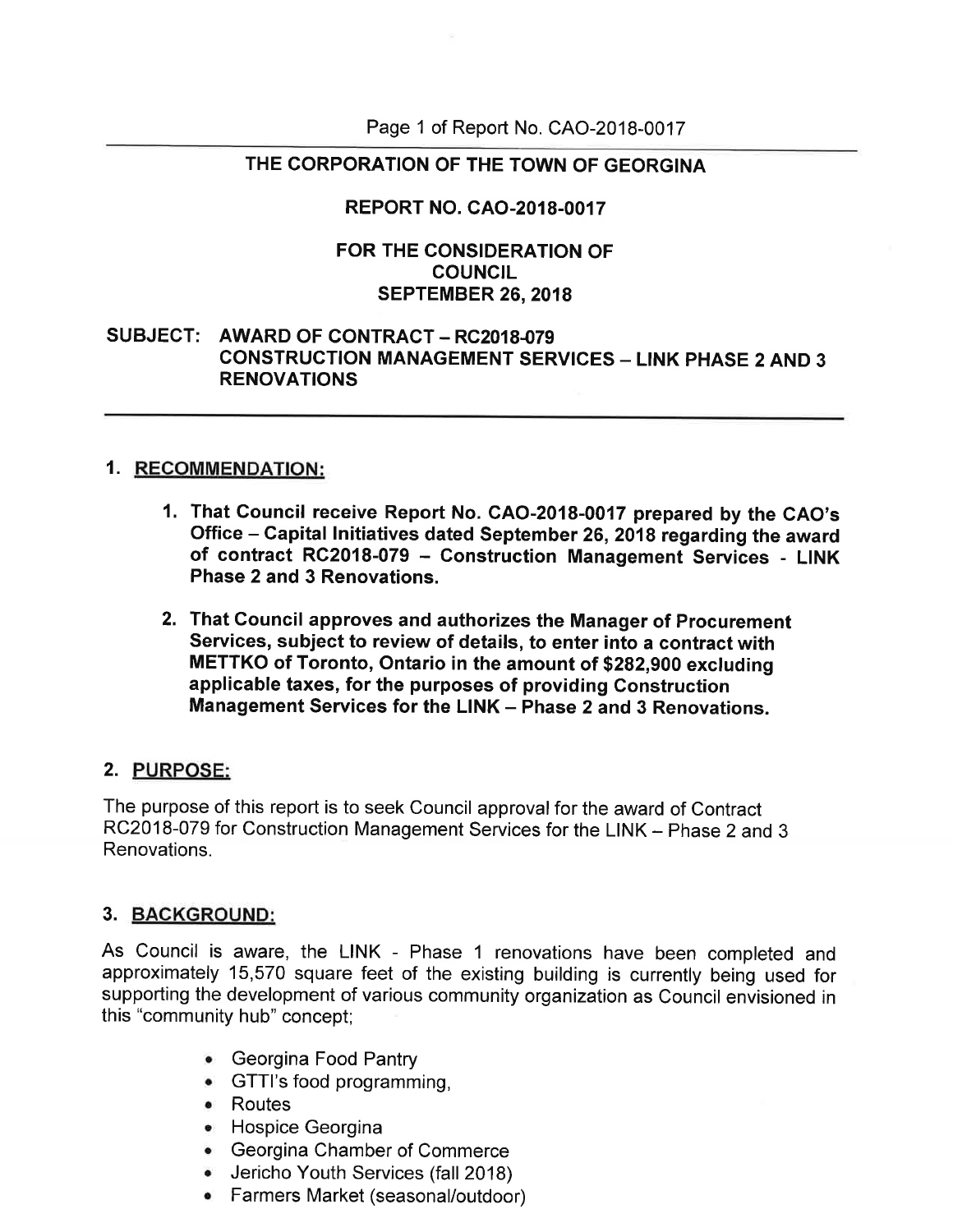# THE CORPORATION OF THE TOWN OF GEORGINA

## REPORT NO. CAO-2018-0017

### FOR THE CONSIDERATION OF COUNCIL SEPTEMBER 26, 2018

**SUBJECT: AWARD OF CONTRACT – RC2018-079 CONSTRUCTION MANAGEMENT SERVICES – LINK PHASE 2 AND 3 RENOVATIONS**

## 1. RECOMMENDATION:

1. **That Council receive Report No. CAO-2018-0017 prepared by the CAO's Office – Capital Initiatives dated September 26, 2018 regarding the award of contract RC2018-079 – Construction Management Services - LINK Phase 2 and 3 Renovations.**

2. **That Council approves and authorizes the Manager of Procurement Services, subject to review of details, to enter into a contract with METTKO of Toronto, Ontario in the amount of $282,900 excluding applicable taxes, for the purposes of providing Construction Management Services for the LINK – Phase 2 and 3 Renovations.**

## 2. PURPOSE:

The purpose of this report is to seek Council approval for the award of Contract RC2018-079 for Construction Management Services for the LINK – Phase 2 and 3 Renovations.

## 3. BACKGROUND:

As Council is aware, the LINK - Phase 1 renovations have been completed and approximately 15,570 square feet of the existing building is currently being used for supporting the development of various community organization as Council envisioned in this "community hub" concept;

- Georgina Food Pantry
- GTTI's food programming,
- Routes
- Hospice Georgina
- Georgina Chamber of Commerce
- Jericho Youth Services (fall 2018)
- Farmers Market (seasonal/outdoor)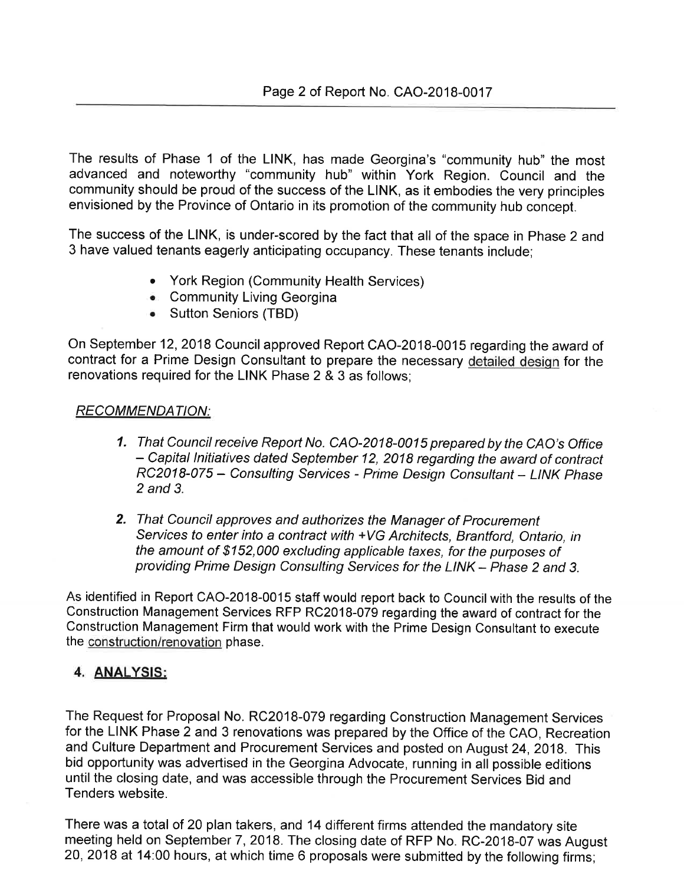The results of Phase 1 of the LINK, has made Georgina's "community hub" the most advanced and noteworthy "community hub" within York Region. Council and the community should be proud of the success of the LINK, as it embodies the very principles envisioned by the Province of Ontario in its promotion of the community hub concept.

The success of the LINK, is under-scored by the fact that all of the space in Phase 2 and 3 have valued tenants eagerly anticipating occupancy. These tenants include;

- York Region (Community Health Services)
- Community Living Georgina
- Sutton Seniors (TBD)

On September 12, 2018 Council approved Report CAO-2018-0015 regarding the award of contract for a Prime Design Consultant to prepare the necessary detailed design for the renovations required for the LINK Phase 2 & 3 as follows;

*RECOMMENDATION:*

1. *That Council receive Report No. CAO-2018-0015 prepared by the CAO's Office – Capital Initiatives dated September 12, 2018 regarding the award of contract RC2018-075 – Consulting Services - Prime Design Consultant – LINK Phase 2 and 3.*

2. *That Council approves and authorizes the Manager of Procurement Services to enter into a contract with +VG Architects, Brantford, Ontario, in the amount of $152,000 excluding applicable taxes, for the purposes of providing Prime Design Consulting Services for the LINK – Phase 2 and 3.*

As identified in Report CAO-2018-0015 staff would report back to Council with the results of the Construction Management Services RFP RC2018-079 regarding the award of contract for the Construction Management Firm that would work with the Prime Design Consultant to execute the construction/renovation phase.

## 4. ANALYSIS:

The Request for Proposal No. RC2018-079 regarding Construction Management Services for the LINK Phase 2 and 3 renovations was prepared by the Office of the CAO, Recreation and Culture Department and Procurement Services and posted on August 24, 2018. This bid opportunity was advertised in the Georgina Advocate, running in all possible editions until the closing date, and was accessible through the Procurement Services Bid and Tenders website.

There was a total of 20 plan takers, and 14 different firms attended the mandatory site meeting held on September 7, 2018. The closing date of RFP No. RC-2018-07 was August 20, 2018 at 14:00 hours, at which time 6 proposals were submitted by the following firms;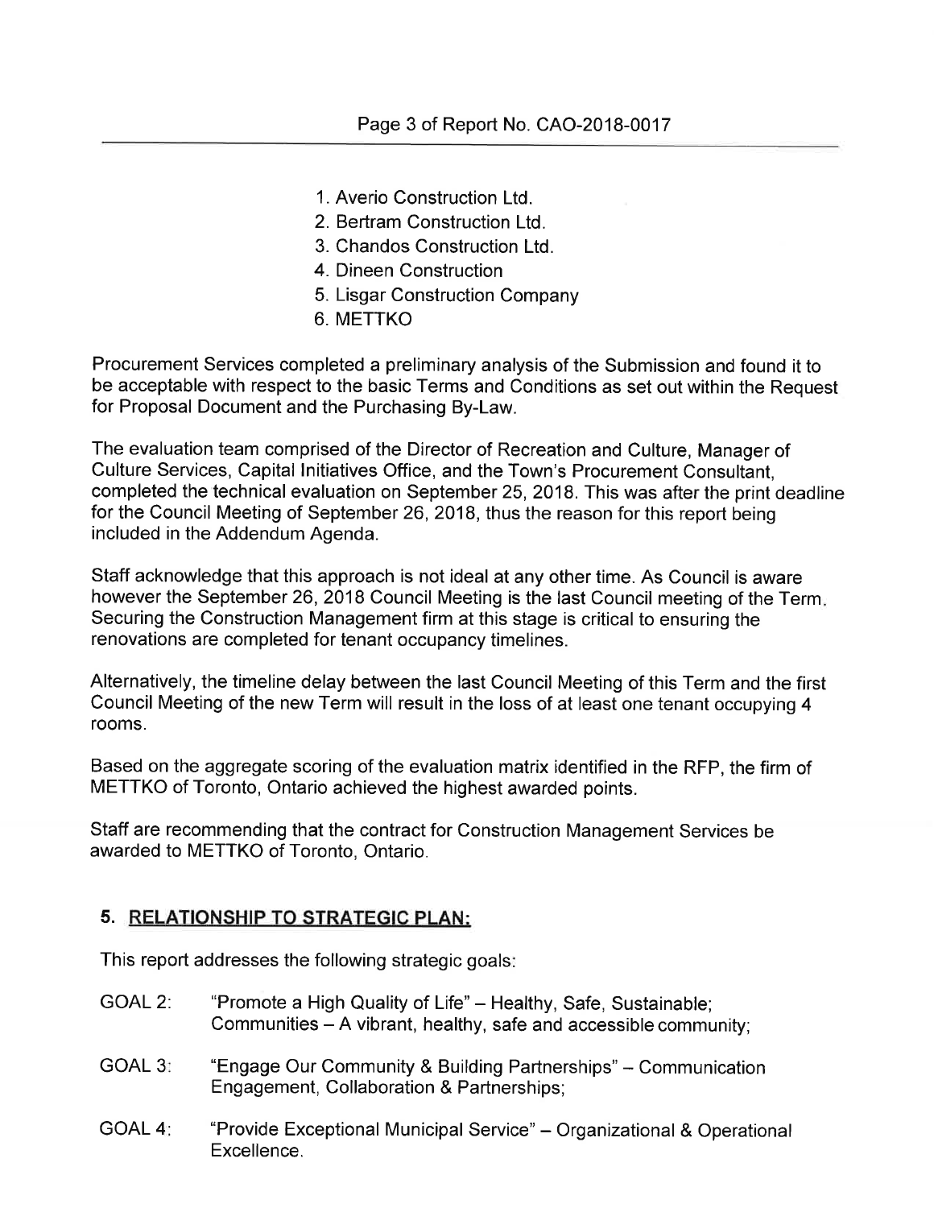1. Averio Construction Ltd.
2. Bertram Construction Ltd.
3. Chandos Construction Ltd.
4. Dineen Construction
5. Lisgar Construction Company
6. METTKO

Procurement Services completed a preliminary analysis of the Submission and found it to be acceptable with respect to the basic Terms and Conditions as set out within the Request for Proposal Document and the Purchasing By-Law.

The evaluation team comprised of the Director of Recreation and Culture, Manager of Culture Services, Capital Initiatives Office, and the Town's Procurement Consultant, completed the technical evaluation on September 25, 2018. This was after the print deadline for the Council Meeting of September 26, 2018, thus the reason for this report being included in the Addendum Agenda.

Staff acknowledge that this approach is not ideal at any other time. As Council is aware however the September 26, 2018 Council Meeting is the last Council meeting of the Term. Securing the Construction Management firm at this stage is critical to ensuring the renovations are completed for tenant occupancy timelines.

Alternatively, the timeline delay between the last Council Meeting of this Term and the first Council Meeting of the new Term will result in the loss of at least one tenant occupying 4 rooms.

Based on the aggregate scoring of the evaluation matrix identified in the RFP, the firm of METTKO of Toronto, Ontario achieved the highest awarded points.

Staff are recommending that the contract for Construction Management Services be awarded to METTKO of Toronto, Ontario.

## 5. RELATIONSHIP TO STRATEGIC PLAN:

This report addresses the following strategic goals:

GOAL 2: "Promote a High Quality of Life" – Healthy, Safe, Sustainable; Communities – A vibrant, healthy, safe and accessible community;

GOAL 3: "Engage Our Community & Building Partnerships" – Communication Engagement, Collaboration & Partnerships;

GOAL 4: "Provide Exceptional Municipal Service" – Organizational & Operational Excellence.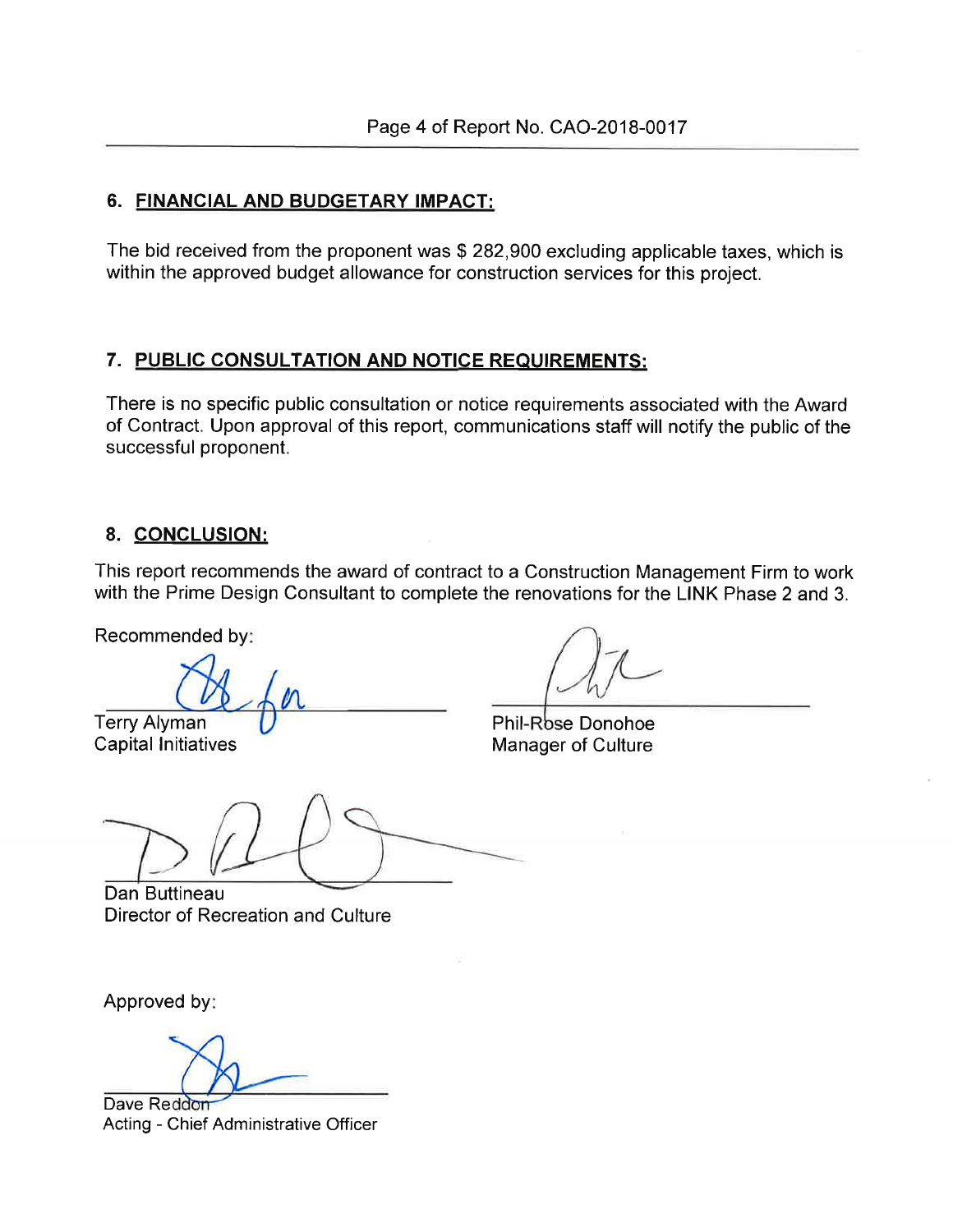## 6. FINANCIAL AND BUDGETARY IMPACT:

The bid received from the proponent was $ 282,900 excluding applicable taxes, which is within the approved budget allowance for construction services for this project.

## 7. PUBLIC CONSULTATION AND NOTICE REQUIREMENTS:

There is no specific public consultation or notice requirements associated with the Award of Contract. Upon approval of this report, communications staff will notify the public of the successful proponent.

## 8. CONCLUSION:

This report recommends the award of contract to a Construction Management Firm to work with the Prime Design Consultant to complete the renovations for the LINK Phase 2 and 3.

Recommended by:

Terry Alyman
Capital Initiatives

Phil-Rose Donohoe
Manager of Culture

Dan Buttineau
Director of Recreation and Culture

Approved by:

Dave Reddon
Acting - Chief Administrative Officer